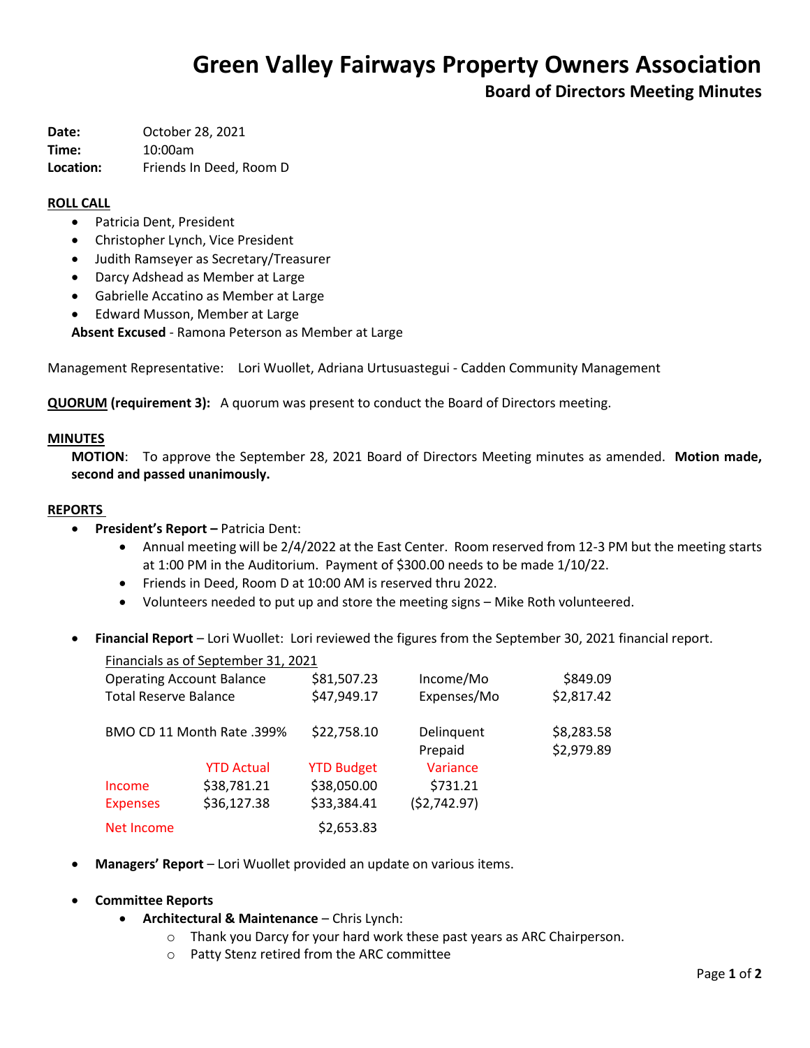# Green Valley Fairways Property Owners Association

## Board of Directors Meeting Minutes

**Date:** October 28, 2021
**Time:** 10:00am
**Location:** Friends In Deed, Room D

**ROLL CALL**

- Patricia Dent, President
- Christopher Lynch, Vice President
- Judith Ramseyer as Secretary/Treasurer
- Darcy Adshead as Member at Large
- Gabrielle Accatino as Member at Large
- Edward Musson, Member at Large

**Absent Excused** - Ramona Peterson as Member at Large

Management Representative: Lori Wuollet, Adriana Urtusuastegui - Cadden Community Management

**QUORUM (requirement 3):** A quorum was present to conduct the Board of Directors meeting.

**MINUTES**

**MOTION**: To approve the September 28, 2021 Board of Directors Meeting minutes as amended. **Motion made, second and passed unanimously.**

**REPORTS**

- **President's Report –** Patricia Dent:
  - Annual meeting will be 2/4/2022 at the East Center. Room reserved from 12-3 PM but the meeting starts at 1:00 PM in the Auditorium. Payment of $300.00 needs to be made 1/10/22.
  - Friends in Deed, Room D at 10:00 AM is reserved thru 2022.
  - Volunteers needed to put up and store the meeting signs – Mike Roth volunteered.

- **Financial Report** – Lori Wuollet: Lori reviewed the figures from the September 30, 2021 financial report.

Financials as of September 31, 2021

| | | | | |
|---|---|---|---|---|
| Operating Account Balance | | $81,507.23 | Income/Mo | $849.09 |
| Total Reserve Balance | | $47,949.17 | Expenses/Mo | $2,817.42 |
| BMO CD 11 Month Rate .399% | | $22,758.10 | Delinquent | $8,283.58 |
| | | | Prepaid | $2,979.89 |
| | YTD Actual | YTD Budget | Variance | |
| Income | $38,781.21 | $38,050.00 | $731.21 | |
| Expenses | $36,127.38 | $33,384.41 | ($2,742.97) | |
| Net Income | | $2,653.83 | | |

- **Managers' Report** – Lori Wuollet provided an update on various items.

- **Committee Reports**
  - **Architectural & Maintenance** – Chris Lynch:
    - Thank you Darcy for your hard work these past years as ARC Chairperson.
    - Patty Stenz retired from the ARC committee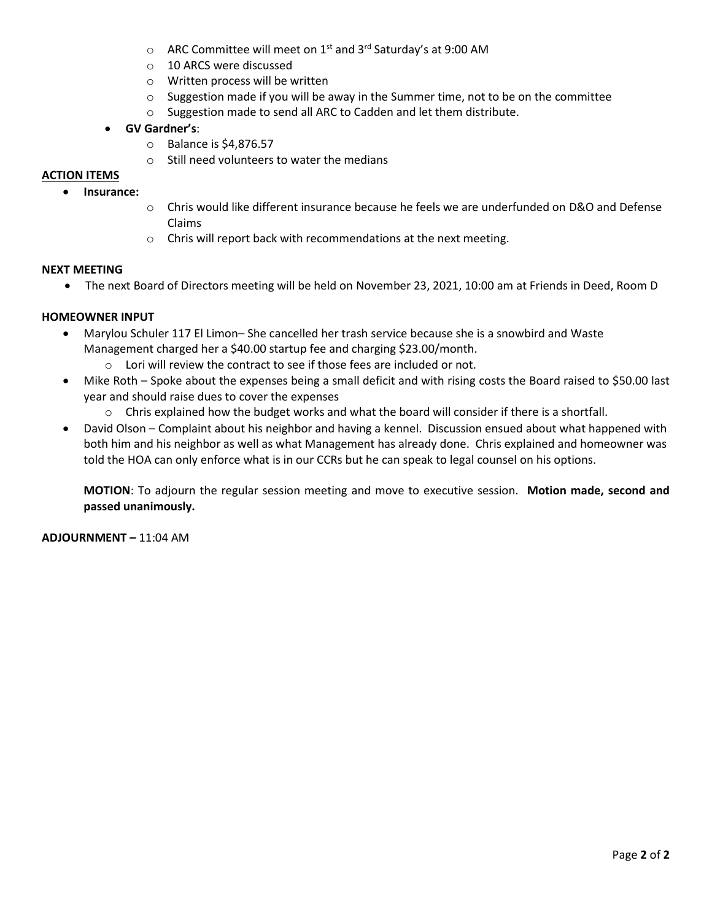- ARC Committee will meet on 1st and 3rd Saturday's at 9:00 AM
  - 10 ARCS were discussed
  - Written process will be written
  - Suggestion made if you will be away in the Summer time, not to be on the committee
  - Suggestion made to send all ARC to Cadden and let them distribute.
- **GV Gardner's**:
  - Balance is $4,876.57
  - Still need volunteers to water the medians

**ACTION ITEMS**

- **Insurance:**
  - Chris would like different insurance because he feels we are underfunded on D&O and Defense Claims
  - Chris will report back with recommendations at the next meeting.

**NEXT MEETING**

- The next Board of Directors meeting will be held on November 23, 2021, 10:00 am at Friends in Deed, Room D

**HOMEOWNER INPUT**

- Marylou Schuler 117 El Limon– She cancelled her trash service because she is a snowbird and Waste Management charged her a $40.00 startup fee and charging $23.00/month.
  - Lori will review the contract to see if those fees are included or not.
- Mike Roth – Spoke about the expenses being a small deficit and with rising costs the Board raised to $50.00 last year and should raise dues to cover the expenses
  - Chris explained how the budget works and what the board will consider if there is a shortfall.
- David Olson – Complaint about his neighbor and having a kennel. Discussion ensued about what happened with both him and his neighbor as well as what Management has already done. Chris explained and homeowner was told the HOA can only enforce what is in our CCRs but he can speak to legal counsel on his options.

**MOTION**: To adjourn the regular session meeting and move to executive session. **Motion made, second and passed unanimously.**

**ADJOURNMENT –** 11:04 AM